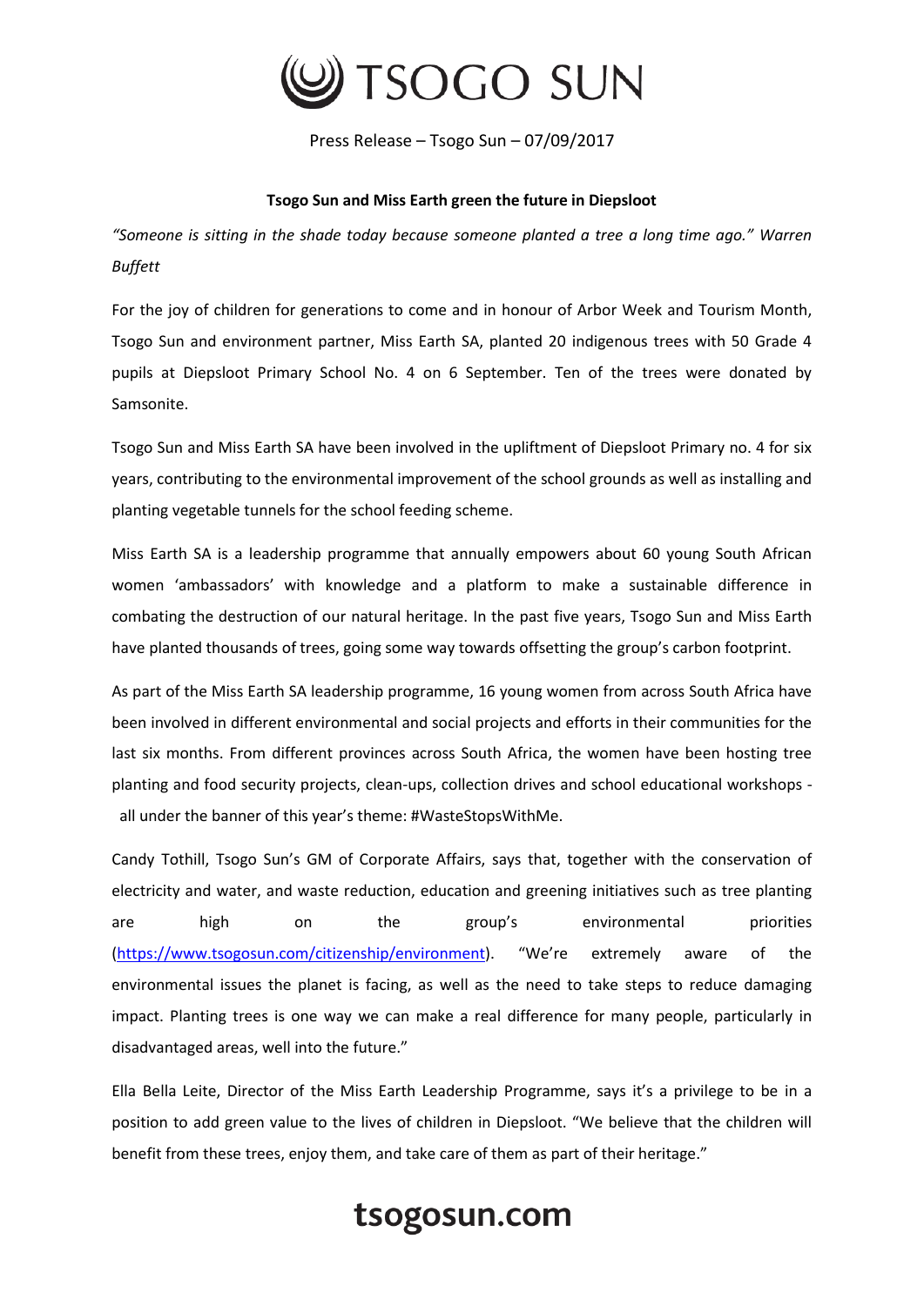TSOGO SUN

Press Release – Tsogo Sun – 07/09/2017

**Tsogo Sun and Miss Earth green the future in Diepsloot**

*“Someone is sitting in the shade today because someone planted a tree a long time ago.” Warren Buffett*

For the joy of children for generations to come and in honour of Arbor Week and Tourism Month, Tsogo Sun and environment partner, Miss Earth SA, planted 20 indigenous trees with 50 Grade 4 pupils at Diepsloot Primary School No. 4 on 6 September. Ten of the trees were donated by Samsonite.

Tsogo Sun and Miss Earth SA have been involved in the upliftment of Diepsloot Primary no. 4 for six years, contributing to the environmental improvement of the school grounds as well as installing and planting vegetable tunnels for the school feeding scheme.

Miss Earth SA is a leadership programme that annually empowers about 60 young South African women ‘ambassadors’ with knowledge and a platform to make a sustainable difference in combating the destruction of our natural heritage. In the past five years, Tsogo Sun and Miss Earth have planted thousands of trees, going some way towards offsetting the group’s carbon footprint.

As part of the Miss Earth SA leadership programme, 16 young women from across South Africa have been involved in different environmental and social projects and efforts in their communities for the last six months. From different provinces across South Africa, the women have been hosting tree planting and food security projects, clean-ups, collection drives and school educational workshops - all under the banner of this year’s theme: #WasteStopsWithMe.

Candy Tothill, Tsogo Sun’s GM of Corporate Affairs, says that, together with the conservation of electricity and water, and waste reduction, education and greening initiatives such as tree planting are high on the group’s environmental priorities (https://www.tsogosun.com/citizenship/environment). “We’re extremely aware of the environmental issues the planet is facing, as well as the need to take steps to reduce damaging impact. Planting trees is one way we can make a real difference for many people, particularly in disadvantaged areas, well into the future.”

Ella Bella Leite, Director of the Miss Earth Leadership Programme, says it’s a privilege to be in a position to add green value to the lives of children in Diepsloot. “We believe that the children will benefit from these trees, enjoy them, and take care of them as part of their heritage.”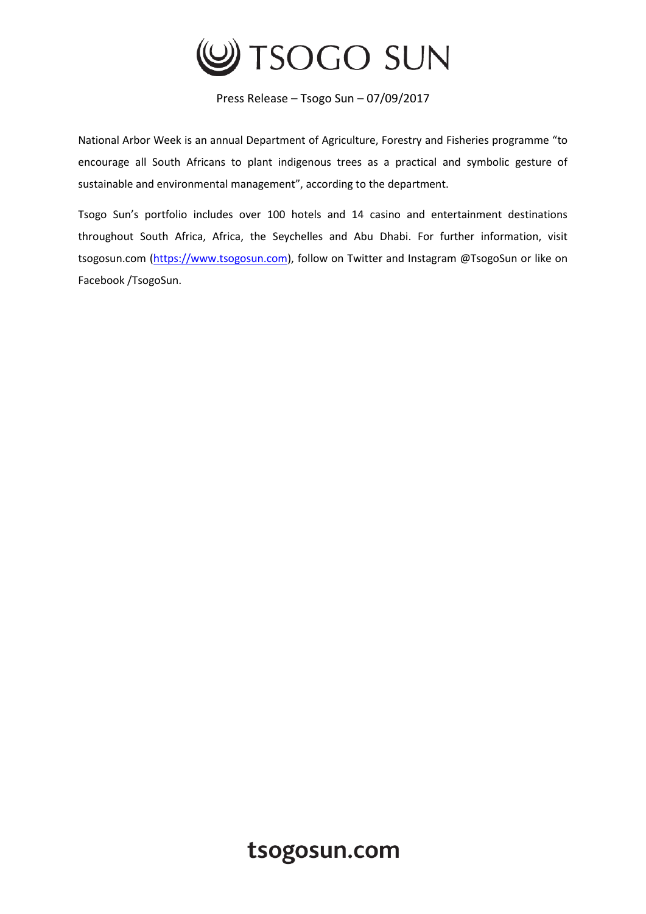National Arbor Week is an annual Department of Agriculture, Forestry and Fisheries programme "to encourage all South Africans to plant indigenous trees as a practical and symbolic gesture of sustainable and environmental management", according to the department.

Tsogo Sun's portfolio includes over 100 hotels and 14 casino and entertainment destinations throughout South Africa, Africa, the Seychelles and Abu Dhabi. For further information, visit tsogosun.com (https://www.tsogosun.com), follow on Twitter and Instagram @TsogoSun or like on Facebook /TsogoSun.